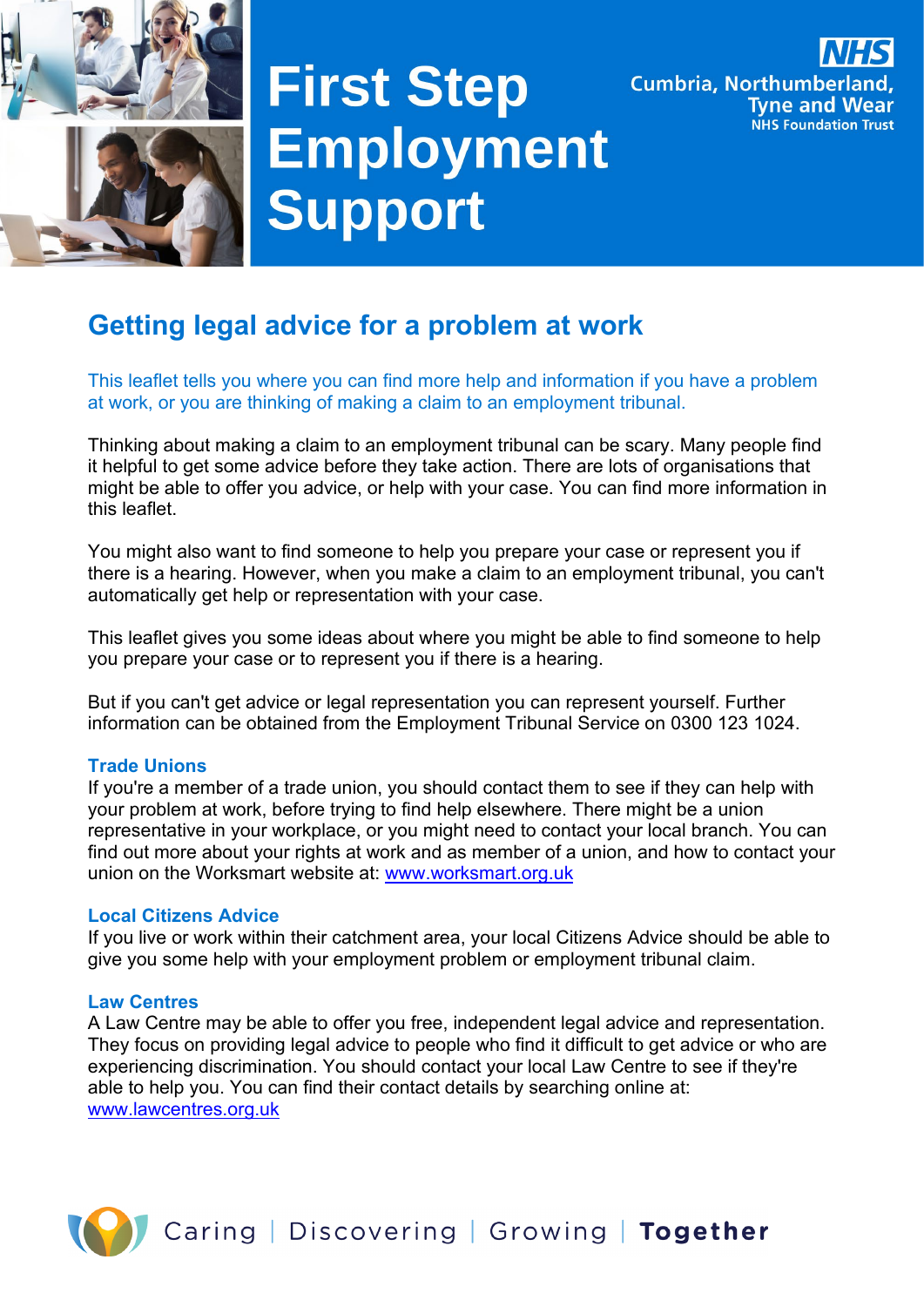# First Step Employment Support

NHS Cumbria, Northumberland, Tyne and Wear NHS Foundation Trust

## Getting legal advice for a problem at work

This leaflet tells you where you can find more help and information if you have a problem at work, or you are thinking of making a claim to an employment tribunal.

Thinking about making a claim to an employment tribunal can be scary. Many people find it helpful to get some advice before they take action. There are lots of organisations that might be able to offer you advice, or help with your case. You can find more information in this leaflet.

You might also want to find someone to help you prepare your case or represent you if there is a hearing. However, when you make a claim to an employment tribunal, you can't automatically get help or representation with your case.

This leaflet gives you some ideas about where you might be able to find someone to help you prepare your case or to represent you if there is a hearing.

But if you can't get advice or legal representation you can represent yourself. Further information can be obtained from the Employment Tribunal Service on 0300 123 1024.

### Trade Unions

If you're a member of a trade union, you should contact them to see if they can help with your problem at work, before trying to find help elsewhere. There might be a union representative in your workplace, or you might need to contact your local branch. You can find out more about your rights at work and as member of a union, and how to contact your union on the Worksmart website at: [www.worksmart.org.uk](http://www.worksmart.org.uk)

### Local Citizens Advice

If you live or work within their catchment area, your local Citizens Advice should be able to give you some help with your employment problem or employment tribunal claim.

### Law Centres

A Law Centre may be able to offer you free, independent legal advice and representation. They focus on providing legal advice to people who find it difficult to get advice or who are experiencing discrimination. You should contact your local Law Centre to see if they're able to help you. You can find their contact details by searching online at: [www.lawcentres.org.uk](http://www.lawcentres.org.uk)

Caring | Discovering | Growing | **Together**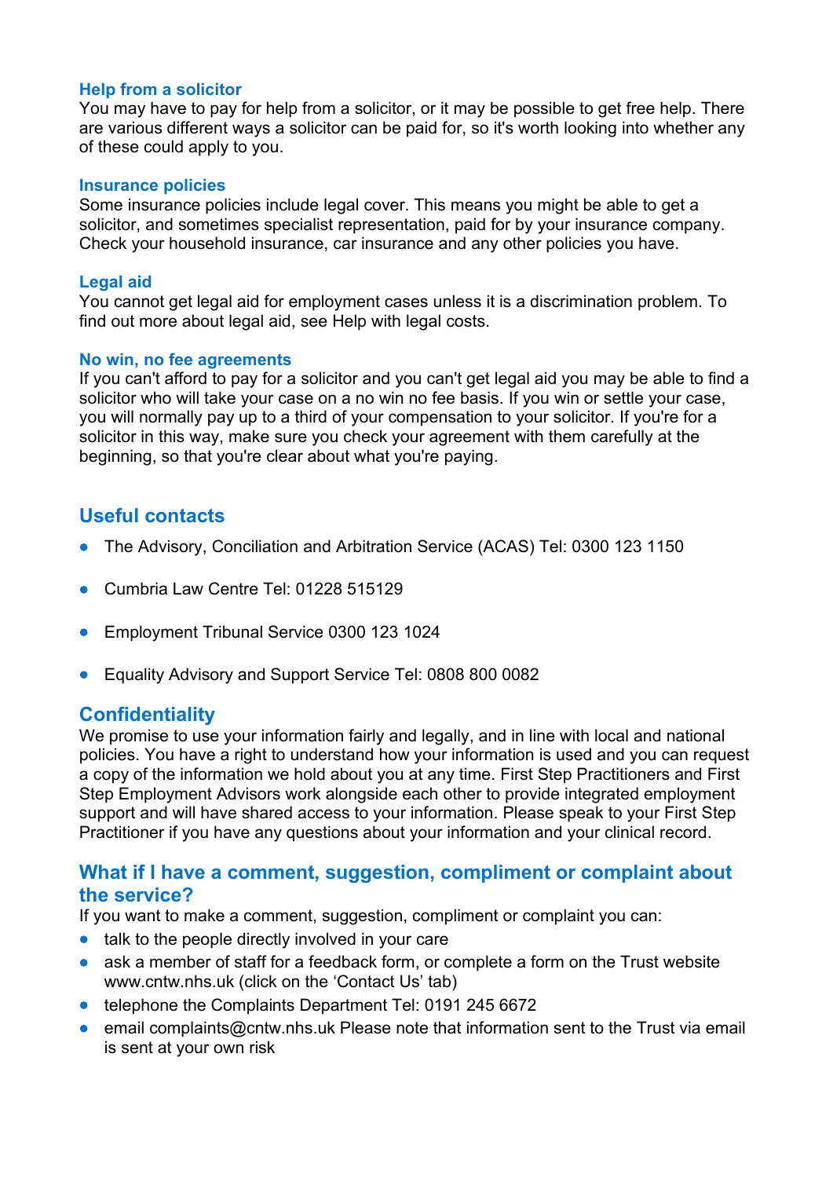### Help from a solicitor

You may have to pay for help from a solicitor, or it may be possible to get free help. There are various different ways a solicitor can be paid for, so it's worth looking into whether any of these could apply to you.

### Insurance policies

Some insurance policies include legal cover. This means you might be able to get a solicitor, and sometimes specialist representation, paid for by your insurance company. Check your household insurance, car insurance and any other policies you have.

### Legal aid

You cannot get legal aid for employment cases unless it is a discrimination problem. To find out more about legal aid, see Help with legal costs.

### No win, no fee agreements

If you can't afford to pay for a solicitor and you can't get legal aid you may be able to find a solicitor who will take your case on a no win no fee basis. If you win or settle your case, you will normally pay up to a third of your compensation to your solicitor. If you're for a solicitor in this way, make sure you check your agreement with them carefully at the beginning, so that you're clear about what you're paying.

## Useful contacts

- The Advisory, Conciliation and Arbitration Service (ACAS) Tel: 0300 123 1150
- Cumbria Law Centre Tel: 01228 515129
- Employment Tribunal Service 0300 123 1024
- Equality Advisory and Support Service Tel: 0808 800 0082

## Confidentiality

We promise to use your information fairly and legally, and in line with local and national policies. You have a right to understand how your information is used and you can request a copy of the information we hold about you at any time. First Step Practitioners and First Step Employment Advisors work alongside each other to provide integrated employment support and will have shared access to your information. Please speak to your First Step Practitioner if you have any questions about your information and your clinical record.

## What if I have a comment, suggestion, compliment or complaint about the service?

If you want to make a comment, suggestion, compliment or complaint you can:

- talk to the people directly involved in your care
- ask a member of staff for a feedback form, or complete a form on the Trust website www.cntw.nhs.uk (click on the 'Contact Us' tab)
- telephone the Complaints Department Tel: 0191 245 6672
- email complaints@cntw.nhs.uk Please note that information sent to the Trust via email is sent at your own risk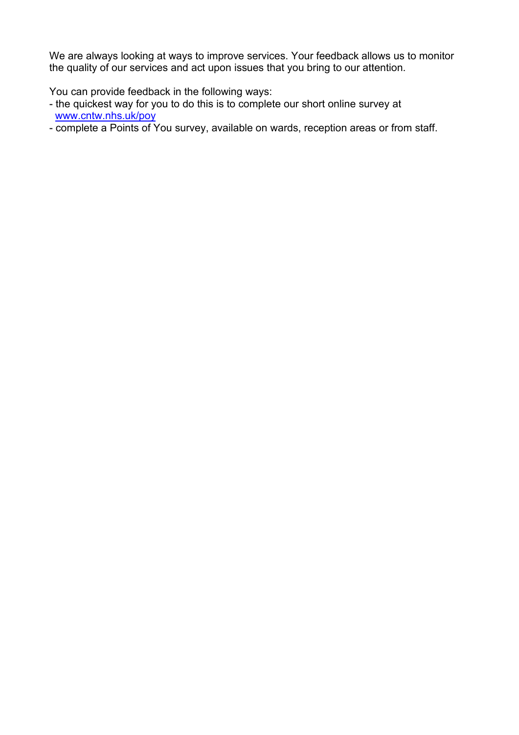We are always looking at ways to improve services. Your feedback allows us to monitor the quality of our services and act upon issues that you bring to our attention.

You can provide feedback in the following ways:

- the quickest way for you to do this is to complete our short online survey at [www.cntw.nhs.uk/poy](www.cntw.nhs.uk/poy)
- complete a Points of You survey, available on wards, reception areas or from staff.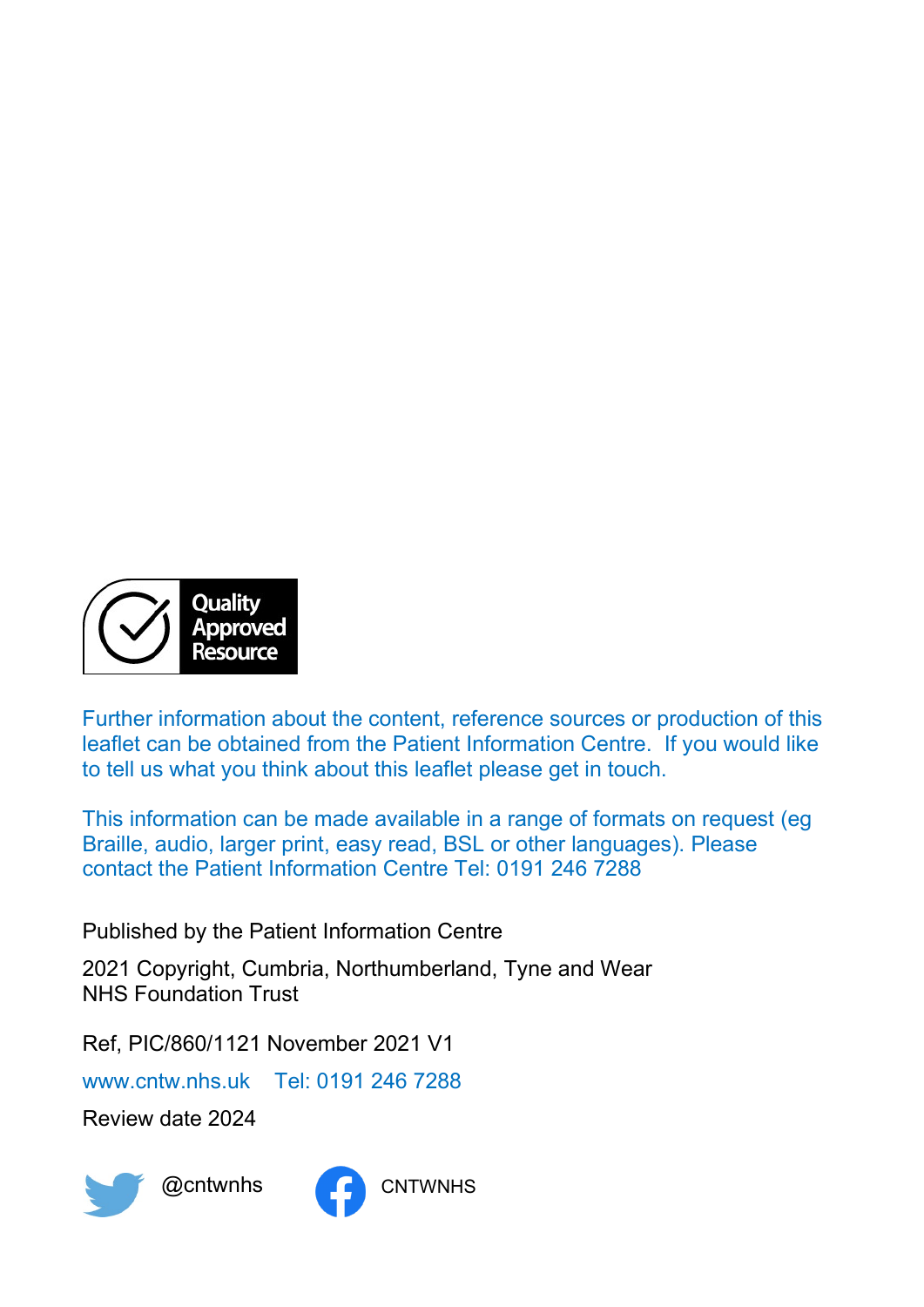Quality Approved Resource

Further information about the content, reference sources or production of this leaflet can be obtained from the Patient Information Centre. If you would like to tell us what you think about this leaflet please get in touch.

This information can be made available in a range of formats on request (eg Braille, audio, larger print, easy read, BSL or other languages). Please contact the Patient Information Centre Tel: 0191 246 7288

Published by the Patient Information Centre

2021 Copyright, Cumbria, Northumberland, Tyne and Wear NHS Foundation Trust

Ref, PIC/860/1121 November 2021 V1

www.cntw.nhs.uk Tel: 0191 246 7288

Review date 2024

@cntwnhs CNTWNHS